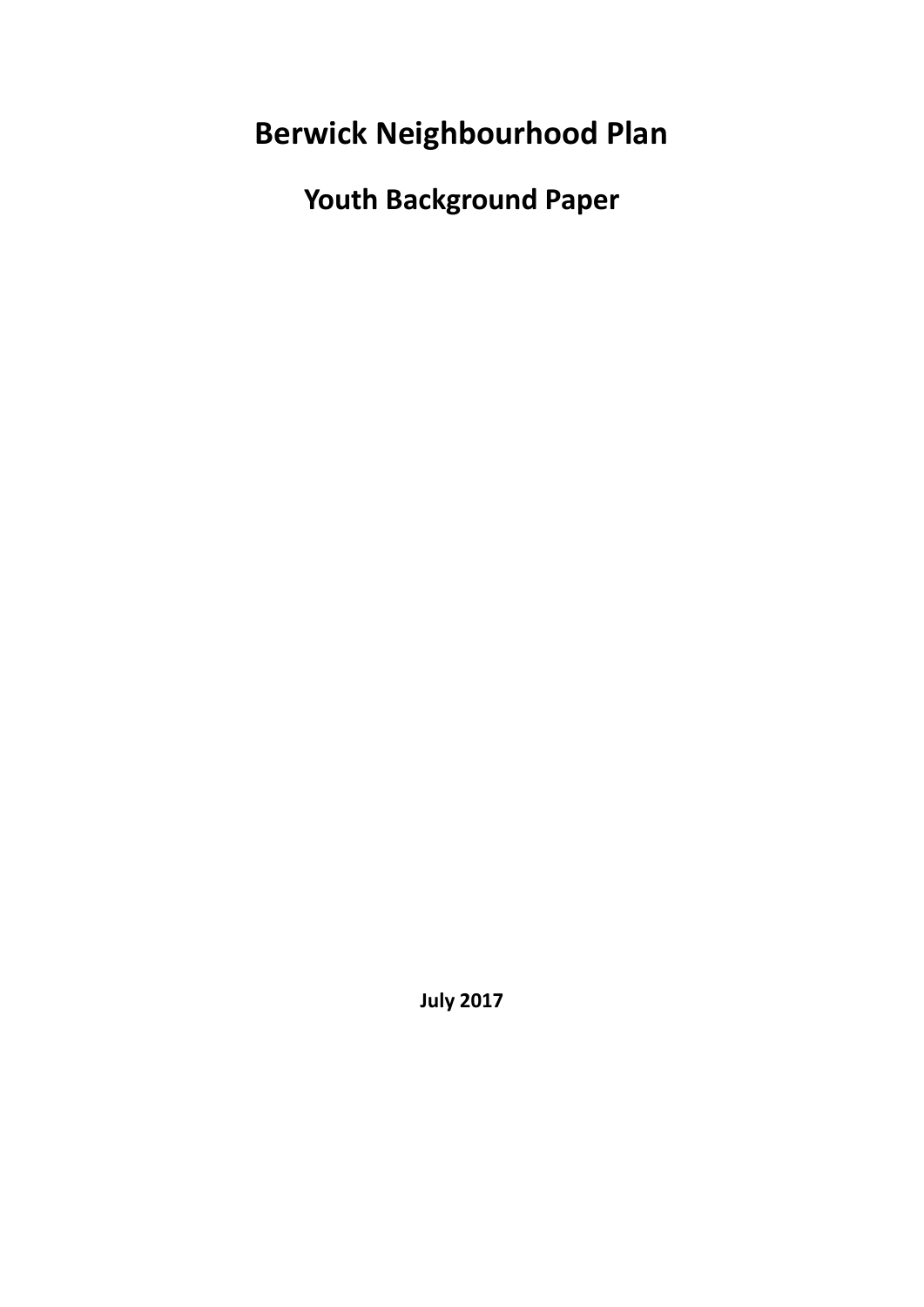# Berwick Neighbourhood Plan

## Youth Background Paper

**July 2017**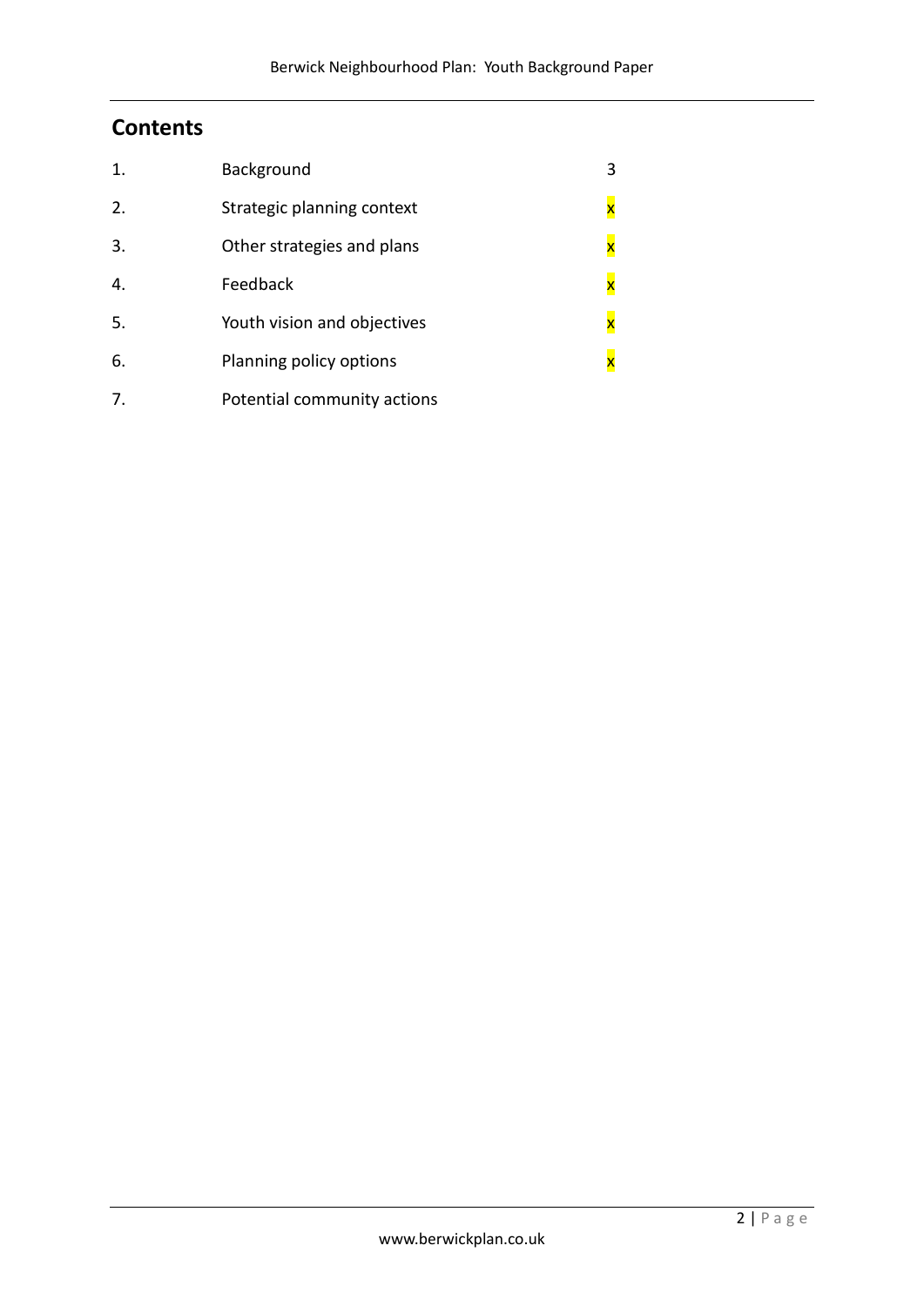## Contents

| | | |
|---|---|---|
| 1. | Background | 3 |
| 2. | Strategic planning context | x |
| 3. | Other strategies and plans | x |
| 4. | Feedback | x |
| 5. | Youth vision and objectives | x |
| 6. | Planning policy options | x |
| 7. | Potential community actions | |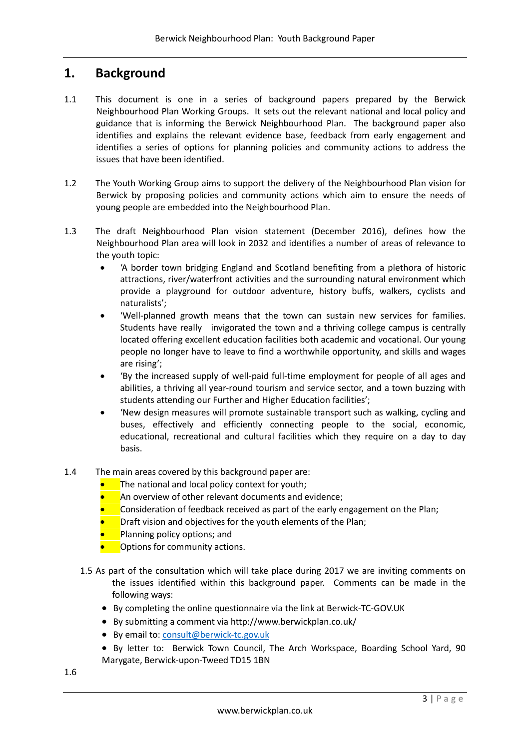# 1. Background

1.1 This document is one in a series of background papers prepared by the Berwick Neighbourhood Plan Working Groups. It sets out the relevant national and local policy and guidance that is informing the Berwick Neighbourhood Plan. The background paper also identifies and explains the relevant evidence base, feedback from early engagement and identifies a series of options for planning policies and community actions to address the issues that have been identified.

1.2 The Youth Working Group aims to support the delivery of the Neighbourhood Plan vision for Berwick by proposing policies and community actions which aim to ensure the needs of young people are embedded into the Neighbourhood Plan.

1.3 The draft Neighbourhood Plan vision statement (December 2016), defines how the Neighbourhood Plan area will look in 2032 and identifies a number of areas of relevance to the youth topic:

- 'A border town bridging England and Scotland benefiting from a plethora of historic attractions, river/waterfront activities and the surrounding natural environment which provide a playground for outdoor adventure, history buffs, walkers, cyclists and naturalists';
- 'Well-planned growth means that the town can sustain new services for families. Students have really invigorated the town and a thriving college campus is centrally located offering excellent education facilities both academic and vocational. Our young people no longer have to leave to find a worthwhile opportunity, and skills and wages are rising';
- 'By the increased supply of well-paid full-time employment for people of all ages and abilities, a thriving all year-round tourism and service sector, and a town buzzing with students attending our Further and Higher Education facilities';
- 'New design measures will promote sustainable transport such as walking, cycling and buses, effectively and efficiently connecting people to the social, economic, educational, recreational and cultural facilities which they require on a day to day basis.

1.4 The main areas covered by this background paper are:

- The national and local policy context for youth;
- An overview of other relevant documents and evidence;
- Consideration of feedback received as part of the early engagement on the Plan;
- Draft vision and objectives for the youth elements of the Plan;
- Planning policy options; and
- Options for community actions.

1.5 As part of the consultation which will take place during 2017 we are inviting comments on the issues identified within this background paper. Comments can be made in the following ways:

- By completing the online questionnaire via the link at Berwick-TC-GOV.UK
- By submitting a comment via http://www.berwickplan.co.uk/
- By email to: consult@berwick-tc.gov.uk
- By letter to: Berwick Town Council, The Arch Workspace, Boarding School Yard, 90 Marygate, Berwick-upon-Tweed TD15 1BN

1.6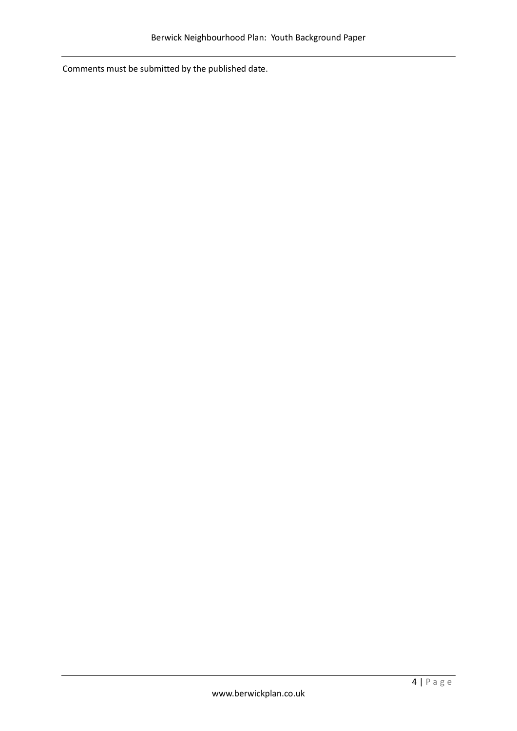Comments must be submitted by the published date.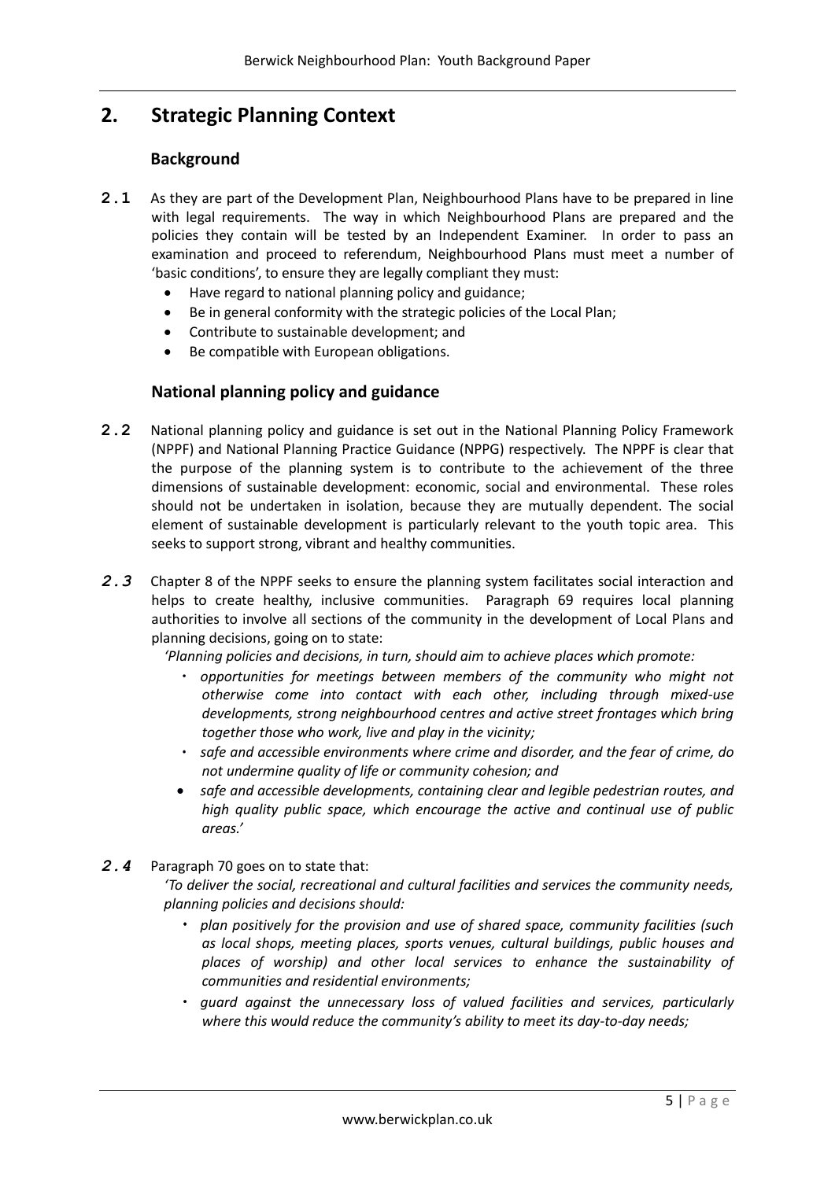## 2. Strategic Planning Context

### Background

**2.1** As they are part of the Development Plan, Neighbourhood Plans have to be prepared in line with legal requirements. The way in which Neighbourhood Plans are prepared and the policies they contain will be tested by an Independent Examiner. In order to pass an examination and proceed to referendum, Neighbourhood Plans must meet a number of 'basic conditions', to ensure they are legally compliant they must:

- Have regard to national planning policy and guidance;
- Be in general conformity with the strategic policies of the Local Plan;
- Contribute to sustainable development; and
- Be compatible with European obligations.

### National planning policy and guidance

**2.2** National planning policy and guidance is set out in the National Planning Policy Framework (NPPF) and National Planning Practice Guidance (NPPG) respectively. The NPPF is clear that the purpose of the planning system is to contribute to the achievement of the three dimensions of sustainable development: economic, social and environmental. These roles should not be undertaken in isolation, because they are mutually dependent. The social element of sustainable development is particularly relevant to the youth topic area. This seeks to support strong, vibrant and healthy communities.

***2.3*** Chapter 8 of the NPPF seeks to ensure the planning system facilitates social interaction and helps to create healthy, inclusive communities. Paragraph 69 requires local planning authorities to involve all sections of the community in the development of Local Plans and planning decisions, going on to state:

*'Planning policies and decisions, in turn, should aim to achieve places which promote:*

- *opportunities for meetings between members of the community who might not otherwise come into contact with each other, including through mixed-use developments, strong neighbourhood centres and active street frontages which bring together those who work, live and play in the vicinity;*
- *safe and accessible environments where crime and disorder, and the fear of crime, do not undermine quality of life or community cohesion; and*
- *safe and accessible developments, containing clear and legible pedestrian routes, and high quality public space, which encourage the active and continual use of public areas.'*

***2.4*** Paragraph 70 goes on to state that:

*'To deliver the social, recreational and cultural facilities and services the community needs, planning policies and decisions should:*

- *plan positively for the provision and use of shared space, community facilities (such as local shops, meeting places, sports venues, cultural buildings, public houses and places of worship) and other local services to enhance the sustainability of communities and residential environments;*
- *guard against the unnecessary loss of valued facilities and services, particularly where this would reduce the community's ability to meet its day-to-day needs;*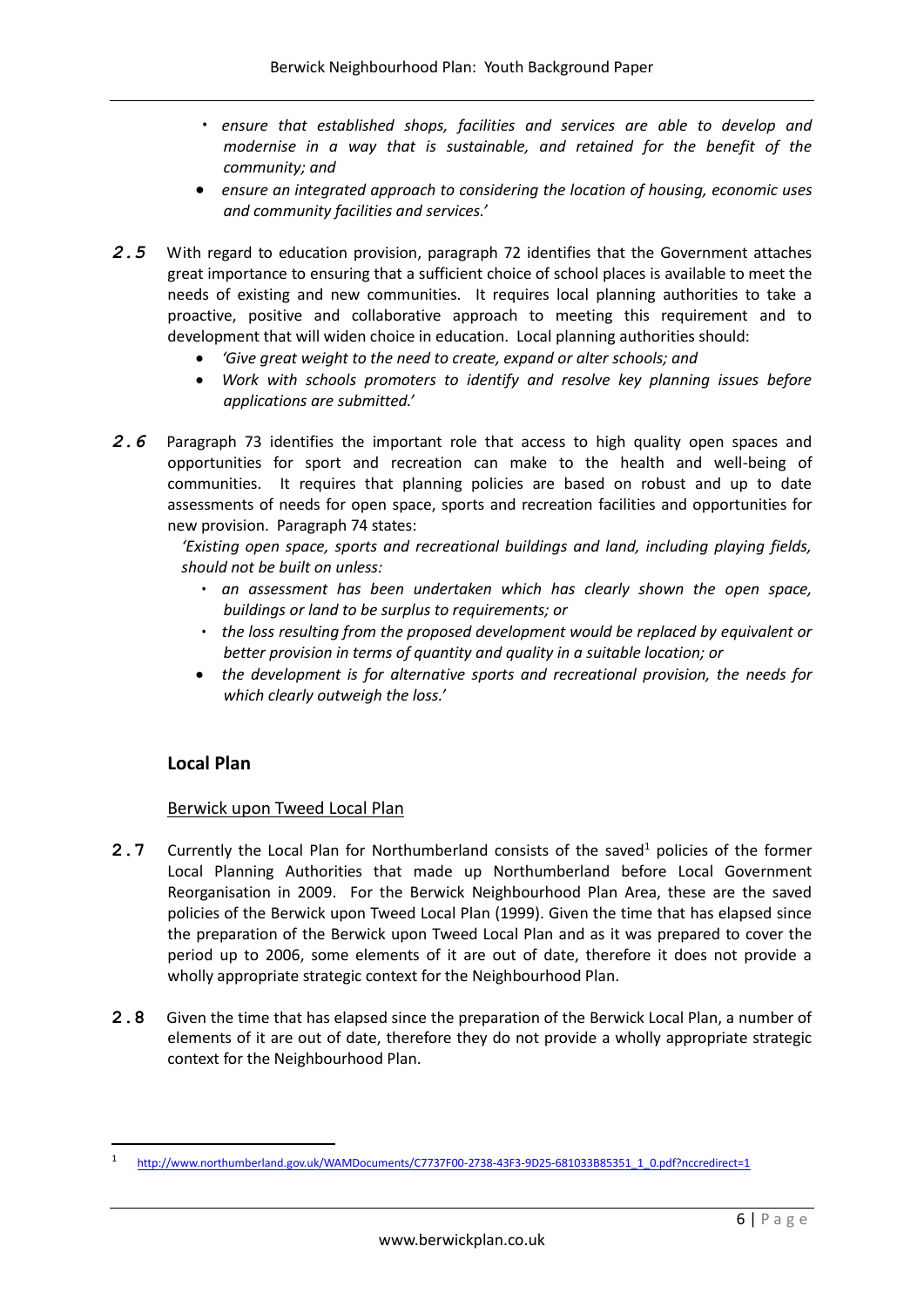- *ensure that established shops, facilities and services are able to develop and modernise in a way that is sustainable, and retained for the benefit of the community; and*
- *ensure an integrated approach to considering the location of housing, economic uses and community facilities and services.'*

**2.5** With regard to education provision, paragraph 72 identifies that the Government attaches great importance to ensuring that a sufficient choice of school places is available to meet the needs of existing and new communities. It requires local planning authorities to take a proactive, positive and collaborative approach to meeting this requirement and to development that will widen choice in education. Local planning authorities should:

- *'Give great weight to the need to create, expand or alter schools; and*
- *Work with schools promoters to identify and resolve key planning issues before applications are submitted.'*

**2.6** Paragraph 73 identifies the important role that access to high quality open spaces and opportunities for sport and recreation can make to the health and well-being of communities. It requires that planning policies are based on robust and up to date assessments of needs for open space, sports and recreation facilities and opportunities for new provision. Paragraph 74 states:

*'Existing open space, sports and recreational buildings and land, including playing fields, should not be built on unless:*

- *an assessment has been undertaken which has clearly shown the open space, buildings or land to be surplus to requirements; or*
- *the loss resulting from the proposed development would be replaced by equivalent or better provision in terms of quantity and quality in a suitable location; or*
- *the development is for alternative sports and recreational provision, the needs for which clearly outweigh the loss.'*

## Local Plan

### Berwick upon Tweed Local Plan

**2.7** Currently the Local Plan for Northumberland consists of the saved[1] policies of the former Local Planning Authorities that made up Northumberland before Local Government Reorganisation in 2009. For the Berwick Neighbourhood Plan Area, these are the saved policies of the Berwick upon Tweed Local Plan (1999). Given the time that has elapsed since the preparation of the Berwick upon Tweed Local Plan and as it was prepared to cover the period up to 2006, some elements of it are out of date, therefore it does not provide a wholly appropriate strategic context for the Neighbourhood Plan.

**2.8** Given the time that has elapsed since the preparation of the Berwick Local Plan, a number of elements of it are out of date, therefore they do not provide a wholly appropriate strategic context for the Neighbourhood Plan.

---

[1] http://www.northumberland.gov.uk/WAMDocuments/C7737F00-2738-43F3-9D25-681033B85351_1_0.pdf?nccredirect=1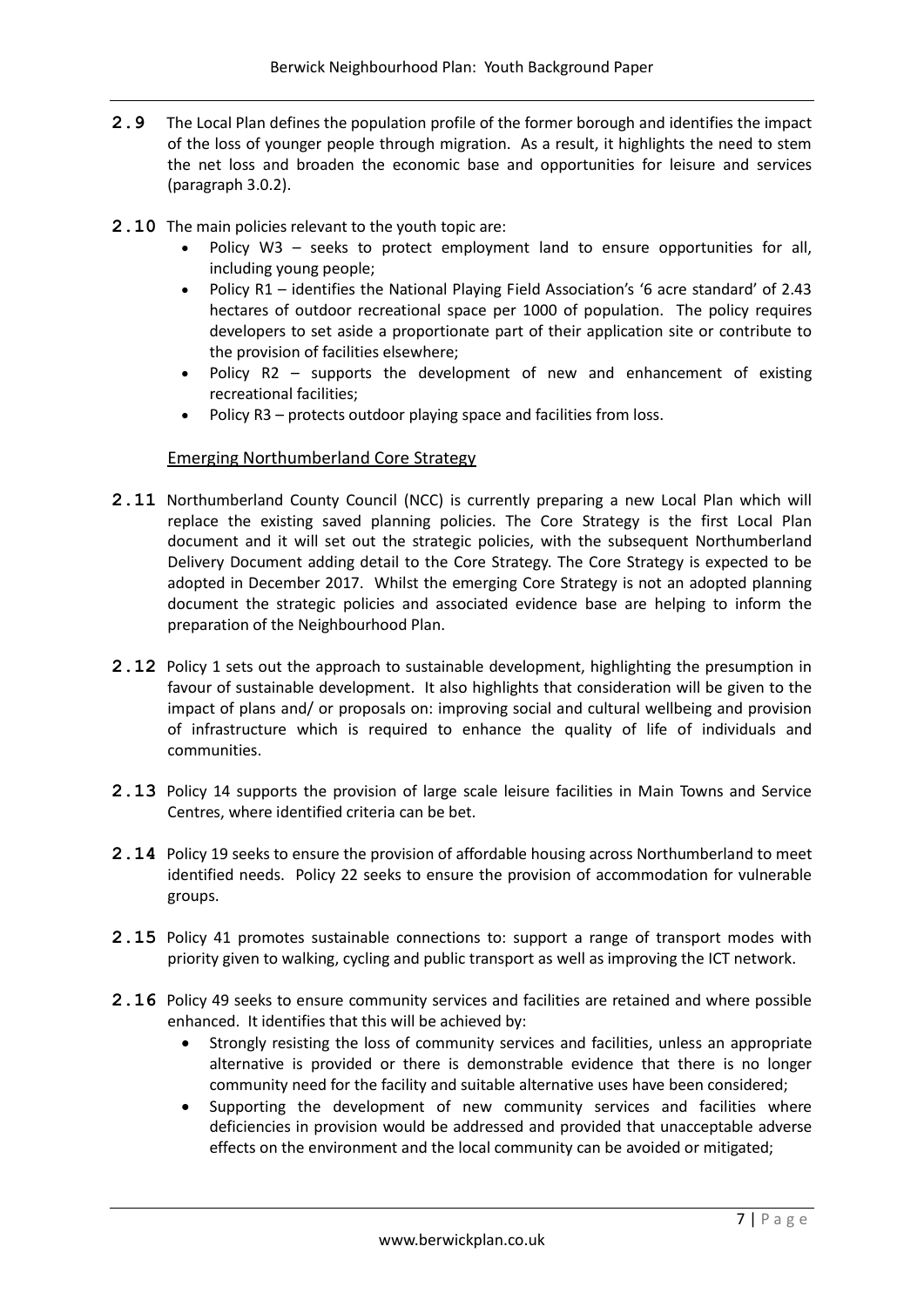**2.9** The Local Plan defines the population profile of the former borough and identifies the impact of the loss of younger people through migration. As a result, it highlights the need to stem the net loss and broaden the economic base and opportunities for leisure and services (paragraph 3.0.2).

**2.10** The main policies relevant to the youth topic are:

- Policy W3 – seeks to protect employment land to ensure opportunities for all, including young people;
- Policy R1 – identifies the National Playing Field Association's '6 acre standard' of 2.43 hectares of outdoor recreational space per 1000 of population. The policy requires developers to set aside a proportionate part of their application site or contribute to the provision of facilities elsewhere;
- Policy R2 – supports the development of new and enhancement of existing recreational facilities;
- Policy R3 – protects outdoor playing space and facilities from loss.

## Emerging Northumberland Core Strategy

**2.11** Northumberland County Council (NCC) is currently preparing a new Local Plan which will replace the existing saved planning policies. The Core Strategy is the first Local Plan document and it will set out the strategic policies, with the subsequent Northumberland Delivery Document adding detail to the Core Strategy. The Core Strategy is expected to be adopted in December 2017. Whilst the emerging Core Strategy is not an adopted planning document the strategic policies and associated evidence base are helping to inform the preparation of the Neighbourhood Plan.

**2.12** Policy 1 sets out the approach to sustainable development, highlighting the presumption in favour of sustainable development. It also highlights that consideration will be given to the impact of plans and/ or proposals on: improving social and cultural wellbeing and provision of infrastructure which is required to enhance the quality of life of individuals and communities.

**2.13** Policy 14 supports the provision of large scale leisure facilities in Main Towns and Service Centres, where identified criteria can be bet.

**2.14** Policy 19 seeks to ensure the provision of affordable housing across Northumberland to meet identified needs. Policy 22 seeks to ensure the provision of accommodation for vulnerable groups.

**2.15** Policy 41 promotes sustainable connections to: support a range of transport modes with priority given to walking, cycling and public transport as well as improving the ICT network.

**2.16** Policy 49 seeks to ensure community services and facilities are retained and where possible enhanced. It identifies that this will be achieved by:

- Strongly resisting the loss of community services and facilities, unless an appropriate alternative is provided or there is demonstrable evidence that there is no longer community need for the facility and suitable alternative uses have been considered;
- Supporting the development of new community services and facilities where deficiencies in provision would be addressed and provided that unacceptable adverse effects on the environment and the local community can be avoided or mitigated;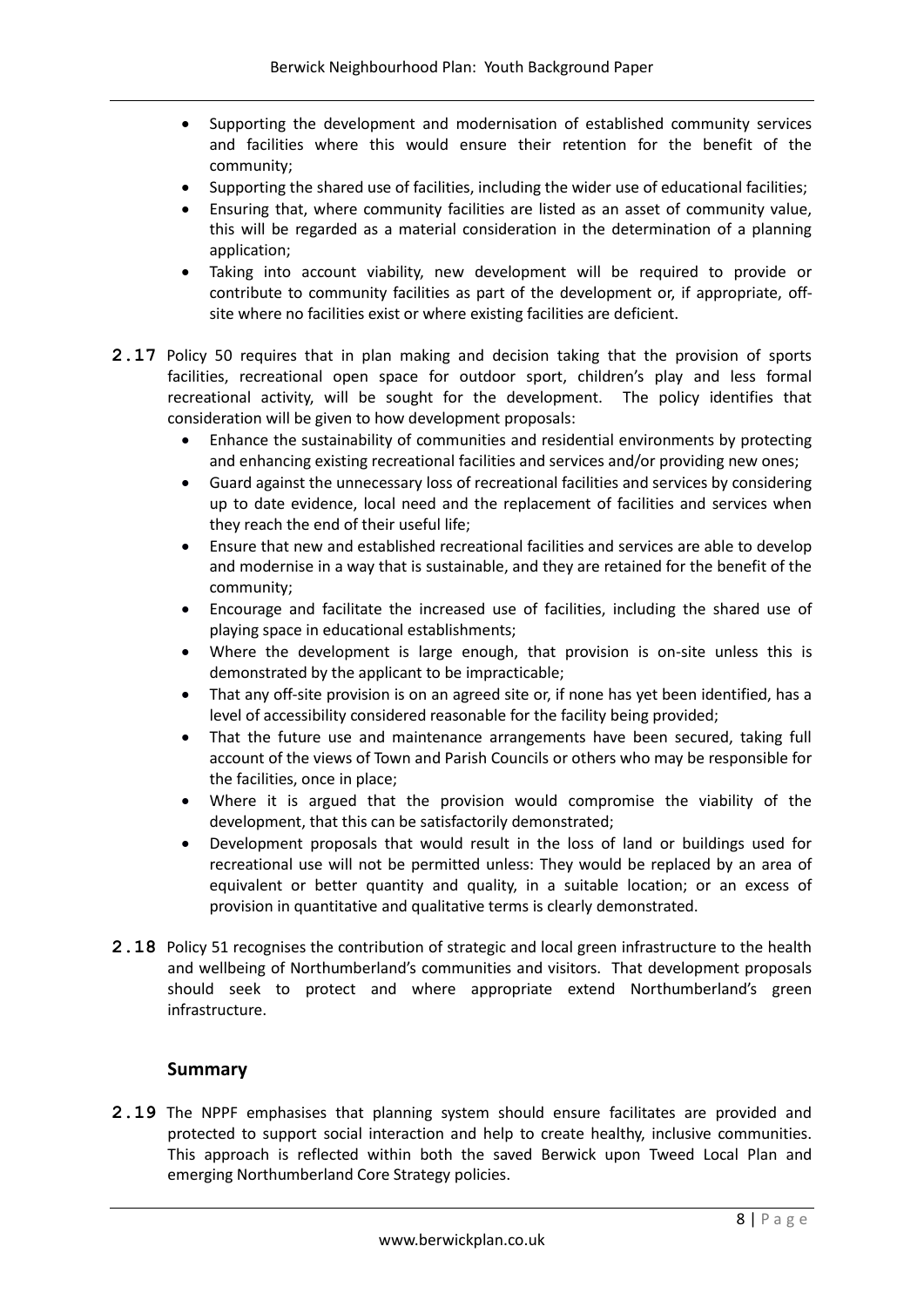- Supporting the development and modernisation of established community services and facilities where this would ensure their retention for the benefit of the community;
- Supporting the shared use of facilities, including the wider use of educational facilities;
- Ensuring that, where community facilities are listed as an asset of community value, this will be regarded as a material consideration in the determination of a planning application;
- Taking into account viability, new development will be required to provide or contribute to community facilities as part of the development or, if appropriate, off-site where no facilities exist or where existing facilities are deficient.

**2.17** Policy 50 requires that in plan making and decision taking that the provision of sports facilities, recreational open space for outdoor sport, children's play and less formal recreational activity, will be sought for the development. The policy identifies that consideration will be given to how development proposals:

- Enhance the sustainability of communities and residential environments by protecting and enhancing existing recreational facilities and services and/or providing new ones;
- Guard against the unnecessary loss of recreational facilities and services by considering up to date evidence, local need and the replacement of facilities and services when they reach the end of their useful life;
- Ensure that new and established recreational facilities and services are able to develop and modernise in a way that is sustainable, and they are retained for the benefit of the community;
- Encourage and facilitate the increased use of facilities, including the shared use of playing space in educational establishments;
- Where the development is large enough, that provision is on-site unless this is demonstrated by the applicant to be impracticable;
- That any off-site provision is on an agreed site or, if none has yet been identified, has a level of accessibility considered reasonable for the facility being provided;
- That the future use and maintenance arrangements have been secured, taking full account of the views of Town and Parish Councils or others who may be responsible for the facilities, once in place;
- Where it is argued that the provision would compromise the viability of the development, that this can be satisfactorily demonstrated;
- Development proposals that would result in the loss of land or buildings used for recreational use will not be permitted unless: They would be replaced by an area of equivalent or better quantity and quality, in a suitable location; or an excess of provision in quantitative and qualitative terms is clearly demonstrated.

**2.18** Policy 51 recognises the contribution of strategic and local green infrastructure to the health and wellbeing of Northumberland's communities and visitors. That development proposals should seek to protect and where appropriate extend Northumberland's green infrastructure.

## Summary

**2.19** The NPPF emphasises that planning system should ensure facilitates are provided and protected to support social interaction and help to create healthy, inclusive communities. This approach is reflected within both the saved Berwick upon Tweed Local Plan and emerging Northumberland Core Strategy policies.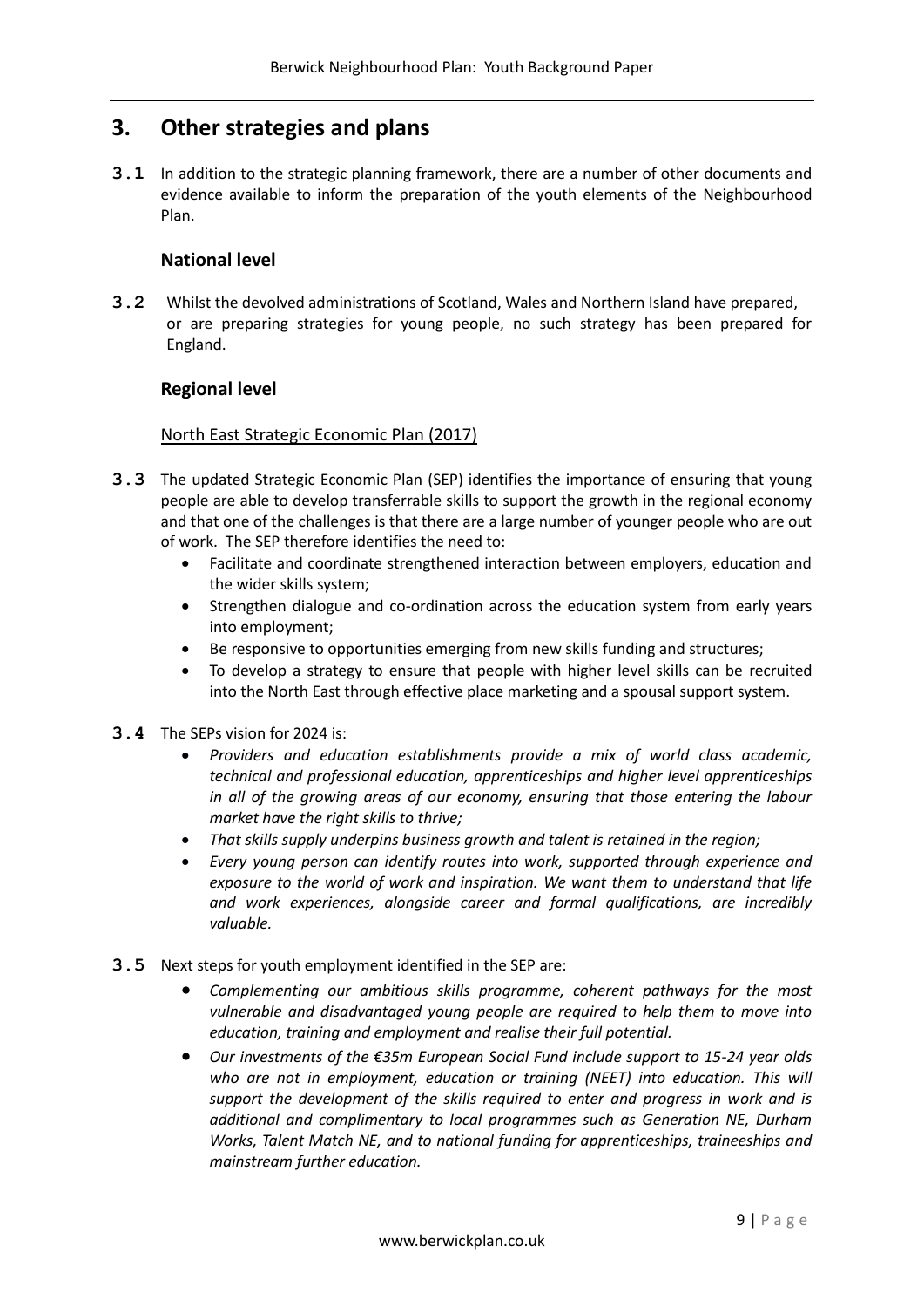## 3. Other strategies and plans

**3.1** In addition to the strategic planning framework, there are a number of other documents and evidence available to inform the preparation of the youth elements of the Neighbourhood Plan.

### National level

**3.2** Whilst the devolved administrations of Scotland, Wales and Northern Island have prepared, or are preparing strategies for young people, no such strategy has been prepared for England.

### Regional level

North East Strategic Economic Plan (2017)

**3.3** The updated Strategic Economic Plan (SEP) identifies the importance of ensuring that young people are able to develop transferrable skills to support the growth in the regional economy and that one of the challenges is that there are a large number of younger people who are out of work. The SEP therefore identifies the need to:

- Facilitate and coordinate strengthened interaction between employers, education and the wider skills system;
- Strengthen dialogue and co-ordination across the education system from early years into employment;
- Be responsive to opportunities emerging from new skills funding and structures;
- To develop a strategy to ensure that people with higher level skills can be recruited into the North East through effective place marketing and a spousal support system.

**3.4** The SEPs vision for 2024 is:

- *Providers and education establishments provide a mix of world class academic, technical and professional education, apprenticeships and higher level apprenticeships in all of the growing areas of our economy, ensuring that those entering the labour market have the right skills to thrive;*
- *That skills supply underpins business growth and talent is retained in the region;*
- *Every young person can identify routes into work, supported through experience and exposure to the world of work and inspiration. We want them to understand that life and work experiences, alongside career and formal qualifications, are incredibly valuable.*

**3.5** Next steps for youth employment identified in the SEP are:

- *Complementing our ambitious skills programme, coherent pathways for the most vulnerable and disadvantaged young people are required to help them to move into education, training and employment and realise their full potential.*
- *Our investments of €35m European Social Fund include support to 15-24 year olds who are not in employment, education or training (NEET) into education. This will support the development of the skills required to enter and progress in work and is additional and complimentary to local programmes such as Generation NE, Durham Works, Talent Match NE, and to national funding for apprenticeships, traineeships and mainstream further education.*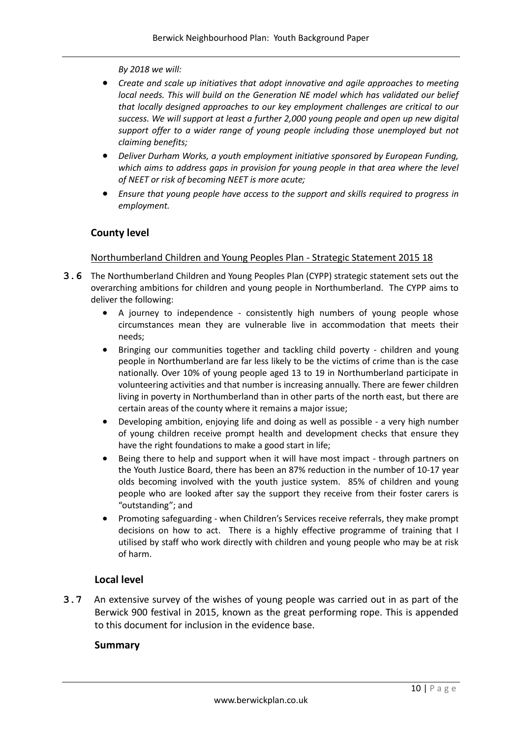*By 2018 we will:*

- *Create and scale up initiatives that adopt innovative and agile approaches to meeting local needs. This will build on the Generation NE model which has validated our belief that locally designed approaches to our key employment challenges are critical to our success. We will support at least a further 2,000 young people and open up new digital support offer to a wider range of young people including those unemployed but not claiming benefits;*
- *Deliver Durham Works, a youth employment initiative sponsored by European Funding, which aims to address gaps in provision for young people in that area where the level of NEET or risk of becoming NEET is more acute;*
- *Ensure that young people have access to the support and skills required to progress in employment.*

## County level

Northumberland Children and Young Peoples Plan - Strategic Statement 2015 18

**3.6** The Northumberland Children and Young Peoples Plan (CYPP) strategic statement sets out the overarching ambitions for children and young people in Northumberland. The CYPP aims to deliver the following:

- A journey to independence - consistently high numbers of young people whose circumstances mean they are vulnerable live in accommodation that meets their needs;
- Bringing our communities together and tackling child poverty - children and young people in Northumberland are far less likely to be the victims of crime than is the case nationally. Over 10% of young people aged 13 to 19 in Northumberland participate in volunteering activities and that number is increasing annually. There are fewer children living in poverty in Northumberland than in other parts of the north east, but there are certain areas of the county where it remains a major issue;
- Developing ambition, enjoying life and doing as well as possible - a very high number of young children receive prompt health and development checks that ensure they have the right foundations to make a good start in life;
- Being there to help and support when it will have most impact - through partners on the Youth Justice Board, there has been an 87% reduction in the number of 10-17 year olds becoming involved with the youth justice system. 85% of children and young people who are looked after say the support they receive from their foster carers is "outstanding"; and
- Promoting safeguarding - when Children's Services receive referrals, they make prompt decisions on how to act. There is a highly effective programme of training that I utilised by staff who work directly with children and young people who may be at risk of harm.

## Local level

**3.7** An extensive survey of the wishes of young people was carried out in as part of the Berwick 900 festival in 2015, known as the great performing rope. This is appended to this document for inclusion in the evidence base.

## Summary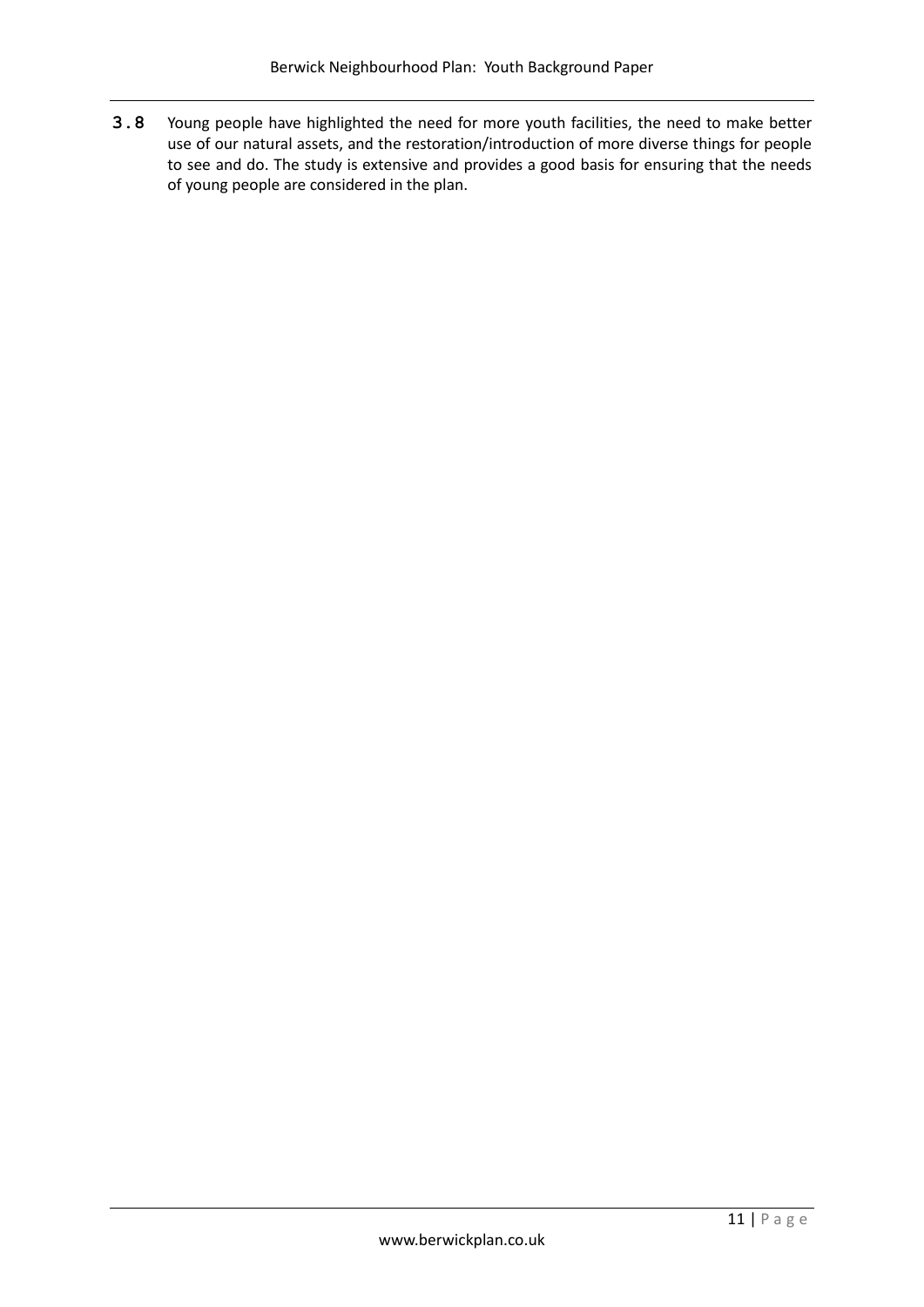**3.8** Young people have highlighted the need for more youth facilities, the need to make better use of our natural assets, and the restoration/introduction of more diverse things for people to see and do. The study is extensive and provides a good basis for ensuring that the needs of young people are considered in the plan.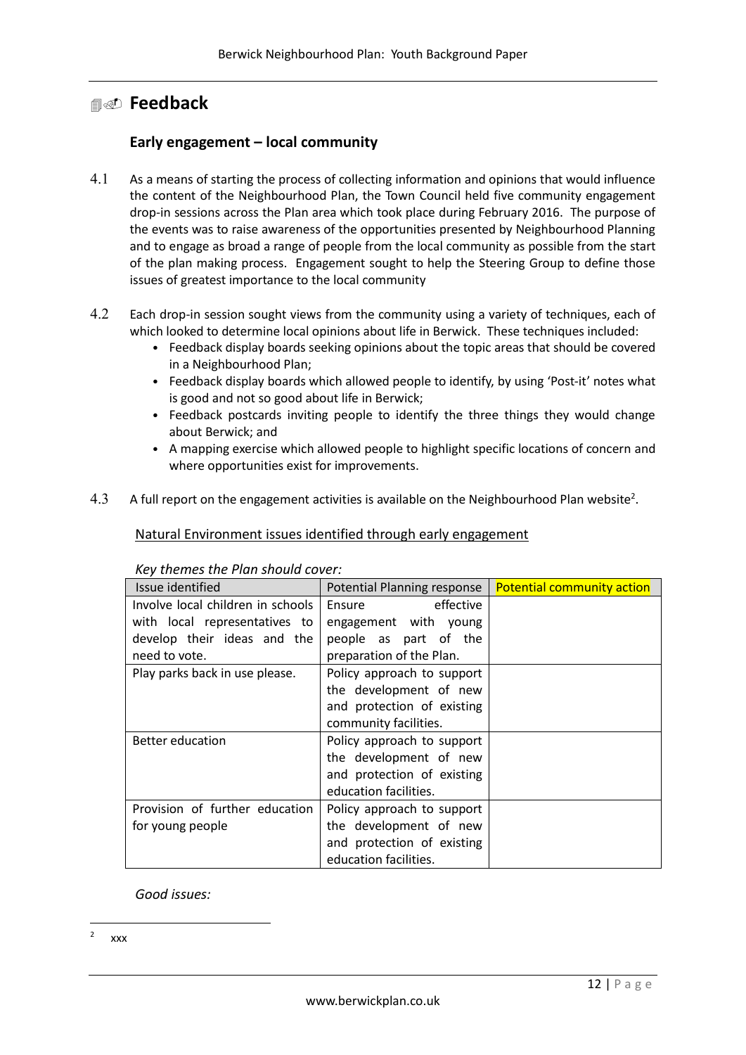## Feedback

### Early engagement – local community

4.1 As a means of starting the process of collecting information and opinions that would influence the content of the Neighbourhood Plan, the Town Council held five community engagement drop-in sessions across the Plan area which took place during February 2016. The purpose of the events was to raise awareness of the opportunities presented by Neighbourhood Planning and to engage as broad a range of people from the local community as possible from the start of the plan making process. Engagement sought to help the Steering Group to define those issues of greatest importance to the local community

4.2 Each drop-in session sought views from the community using a variety of techniques, each of which looked to determine local opinions about life in Berwick. These techniques included:

- Feedback display boards seeking opinions about the topic areas that should be covered in a Neighbourhood Plan;
- Feedback display boards which allowed people to identify, by using 'Post-it' notes what is good and not so good about life in Berwick;
- Feedback postcards inviting people to identify the three things they would change about Berwick; and
- A mapping exercise which allowed people to highlight specific locations of concern and where opportunities exist for improvements.

4.3 A full report on the engagement activities is available on the Neighbourhood Plan website[2].

Natural Environment issues identified through early engagement

*Key themes the Plan should cover:*

| Issue identified | Potential Planning response | Potential community action |
|---|---|---|
| Involve local children in schools with local representatives to develop their ideas and the need to vote. | Ensure effective engagement with young people as part of the preparation of the Plan. | |
| Play parks back in use please. | Policy approach to support the development of new and protection of existing community facilities. | |
| Better education | Policy approach to support the development of new and protection of existing education facilities. | |
| Provision of further education for young people | Policy approach to support the development of new and protection of existing education facilities. | |

*Good issues:*

[2] xxx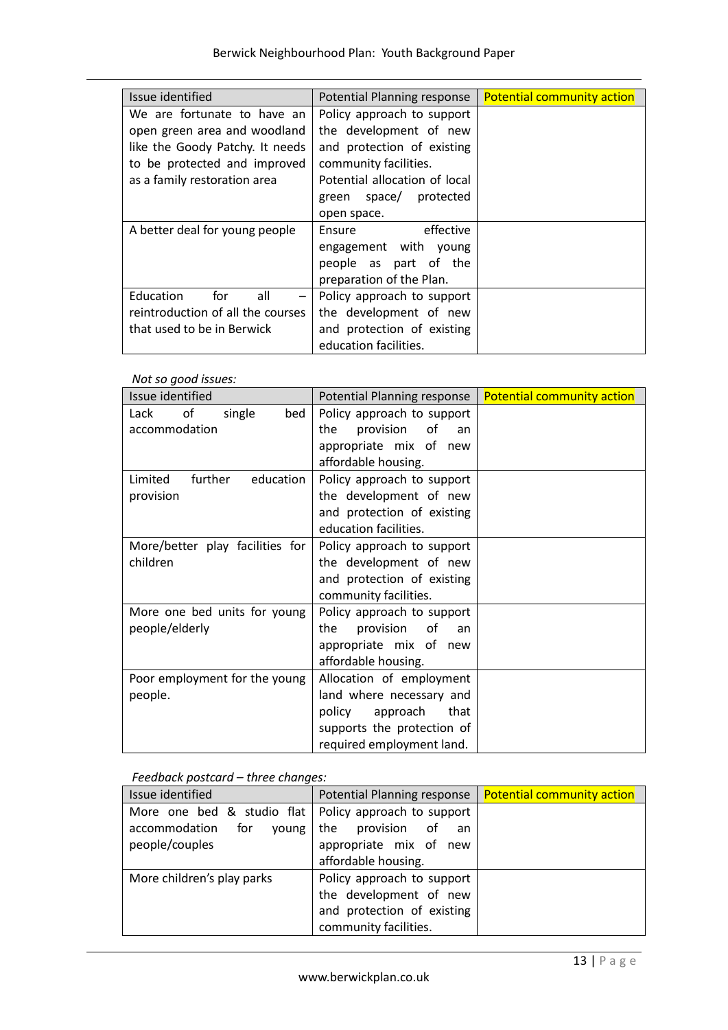| Issue identified | Potential Planning response | Potential community action |
|---|---|---|
| We are fortunate to have an open green area and woodland like the Goody Patchy. It needs to be protected and improved as a family restoration area | Policy approach to support the development of new and protection of existing community facilities. Potential allocation of local green space/ protected open space. | |
| A better deal for young people | Ensure effective engagement with young people as part of the preparation of the Plan. | |
| Education for all – reintroduction of all the courses that used to be in Berwick | Policy approach to support the development of new and protection of existing education facilities. | |

*Not so good issues:*

| Issue identified | Potential Planning response | Potential community action |
|---|---|---|
| Lack of single bed accommodation | Policy approach to support the provision of an appropriate mix of new affordable housing. | |
| Limited further education provision | Policy approach to support the development of new and protection of existing education facilities. | |
| More/better play facilities for children | Policy approach to support the development of new and protection of existing community facilities. | |
| More one bed units for young people/elderly | Policy approach to support the provision of an appropriate mix of new affordable housing. | |
| Poor employment for the young people. | Allocation of employment land where necessary and policy approach that supports the protection of required employment land. | |

*Feedback postcard – three changes:*

| Issue identified | Potential Planning response | Potential community action |
|---|---|---|
| More one bed & studio flat accommodation for young people/couples | Policy approach to support the provision of an appropriate mix of new affordable housing. | |
| More children's play parks | Policy approach to support the development of new and protection of existing community facilities. | |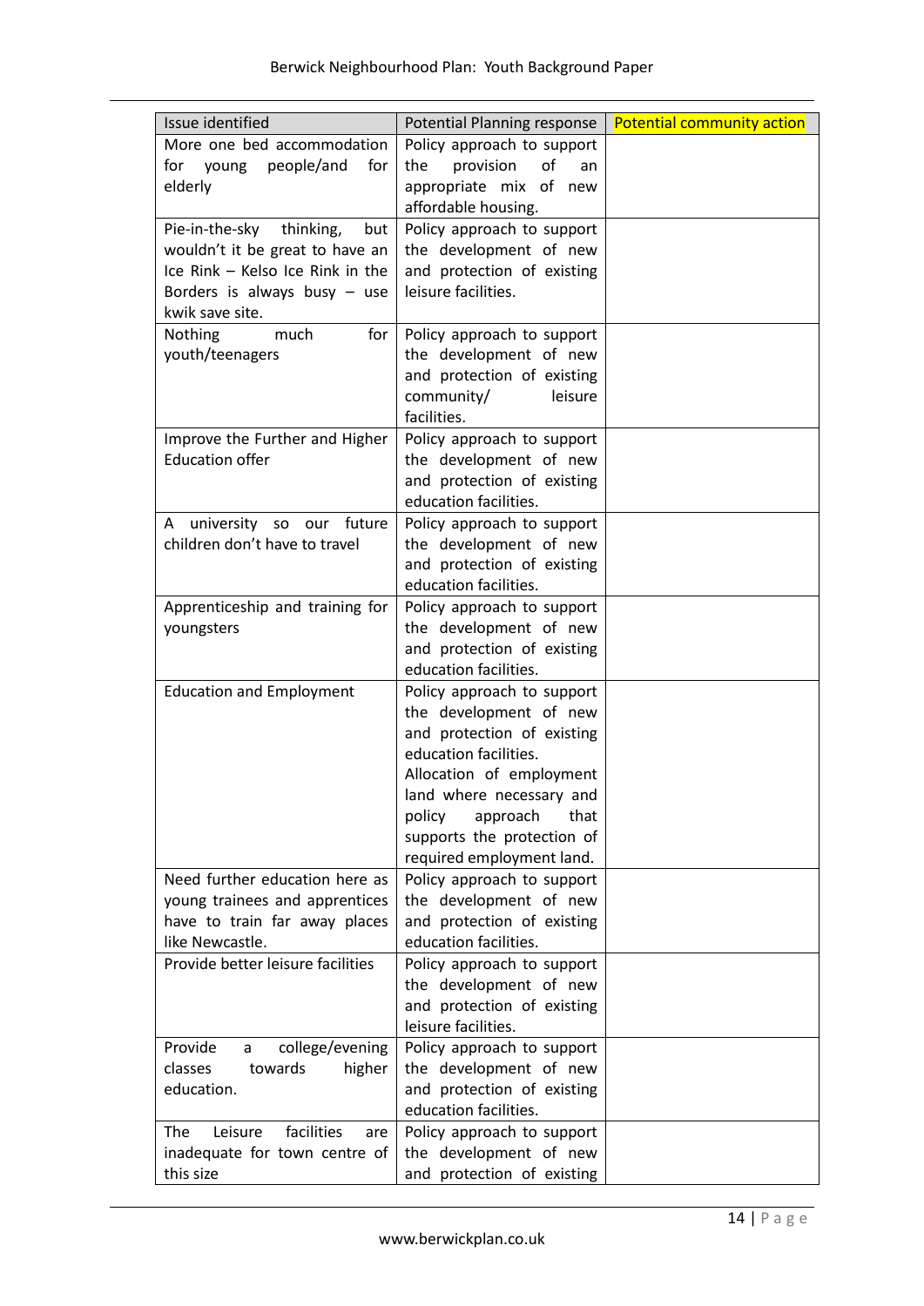| Issue identified | Potential Planning response | Potential community action |
|---|---|---|
| More one bed accommodation for young people/and for elderly | Policy approach to support the provision of an appropriate mix of new affordable housing. | |
| Pie-in-the-sky thinking, but wouldn't it be great to have an Ice Rink – Kelso Ice Rink in the Borders is always busy – use kwik save site. | Policy approach to support the development of new and protection of existing leisure facilities. | |
| Nothing much for youth/teenagers | Policy approach to support the development of new and protection of existing community/ leisure facilities. | |
| Improve the Further and Higher Education offer | Policy approach to support the development of new and protection of existing education facilities. | |
| A university so our future children don't have to travel | Policy approach to support the development of new and protection of existing education facilities. | |
| Apprenticeship and training for youngsters | Policy approach to support the development of new and protection of existing education facilities. | |
| Education and Employment | Policy approach to support the development of new and protection of existing education facilities. Allocation of employment land where necessary and policy approach that supports the protection of required employment land. | |
| Need further education here as young trainees and apprentices have to train far away places like Newcastle. | Policy approach to support the development of new and protection of existing education facilities. | |
| Provide better leisure facilities | Policy approach to support the development of new and protection of existing leisure facilities. | |
| Provide a college/evening classes towards higher education. | Policy approach to support the development of new and protection of existing education facilities. | |
| The Leisure facilities are inadequate for town centre of this size | Policy approach to support the development of new and protection of existing | |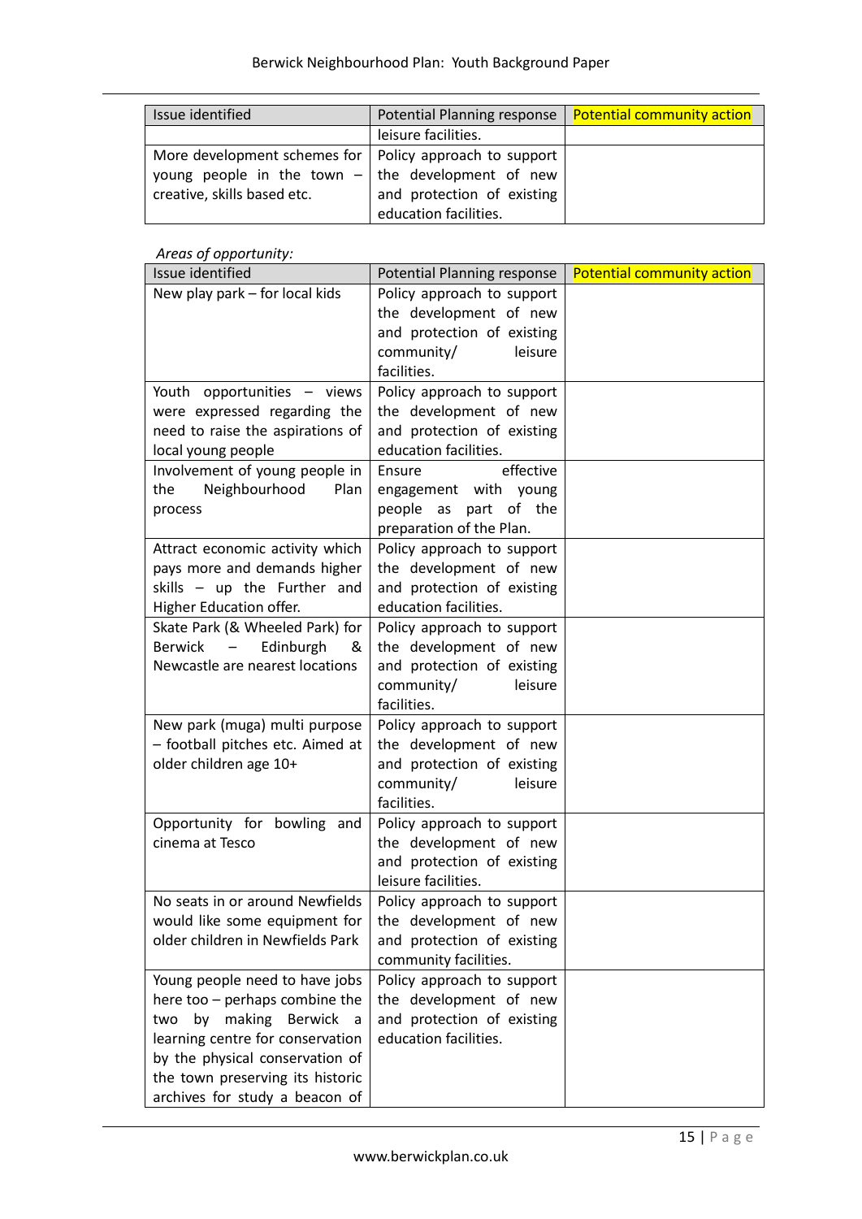| Issue identified | Potential Planning response | Potential community action |
| --- | --- | --- |
| | leisure facilities. | |
| More development schemes for young people in the town – creative, skills based etc. | Policy approach to support the development of new and protection of existing education facilities. | |

*Areas of opportunity:*

| Issue identified | Potential Planning response | Potential community action |
| --- | --- | --- |
| New play park – for local kids | Policy approach to support the development of new and protection of existing community/ leisure facilities. | |
| Youth opportunities – views were expressed regarding the need to raise the aspirations of local young people | Policy approach to support the development of new and protection of existing education facilities. | |
| Involvement of young people in the Neighbourhood Plan process | Ensure effective engagement with young people as part of the preparation of the Plan. | |
| Attract economic activity which pays more and demands higher skills – up the Further and Higher Education offer. | Policy approach to support the development of new and protection of existing education facilities. | |
| Skate Park (& Wheeled Park) for Berwick – Edinburgh & Newcastle are nearest locations | Policy approach to support the development of new and protection of existing community/ leisure facilities. | |
| New park (muga) multi purpose – football pitches etc. Aimed at older children age 10+ | Policy approach to support the development of new and protection of existing community/ leisure facilities. | |
| Opportunity for bowling and cinema at Tesco | Policy approach to support the development of new and protection of existing leisure facilities. | |
| No seats in or around Newfields would like some equipment for older children in Newfields Park | Policy approach to support the development of new and protection of existing community facilities. | |
| Young people need to have jobs here too – perhaps combine the two by making Berwick a learning centre for conservation by the physical conservation of the town preserving its historic archives for study a beacon of | Policy approach to support the development of new and protection of existing education facilities. | |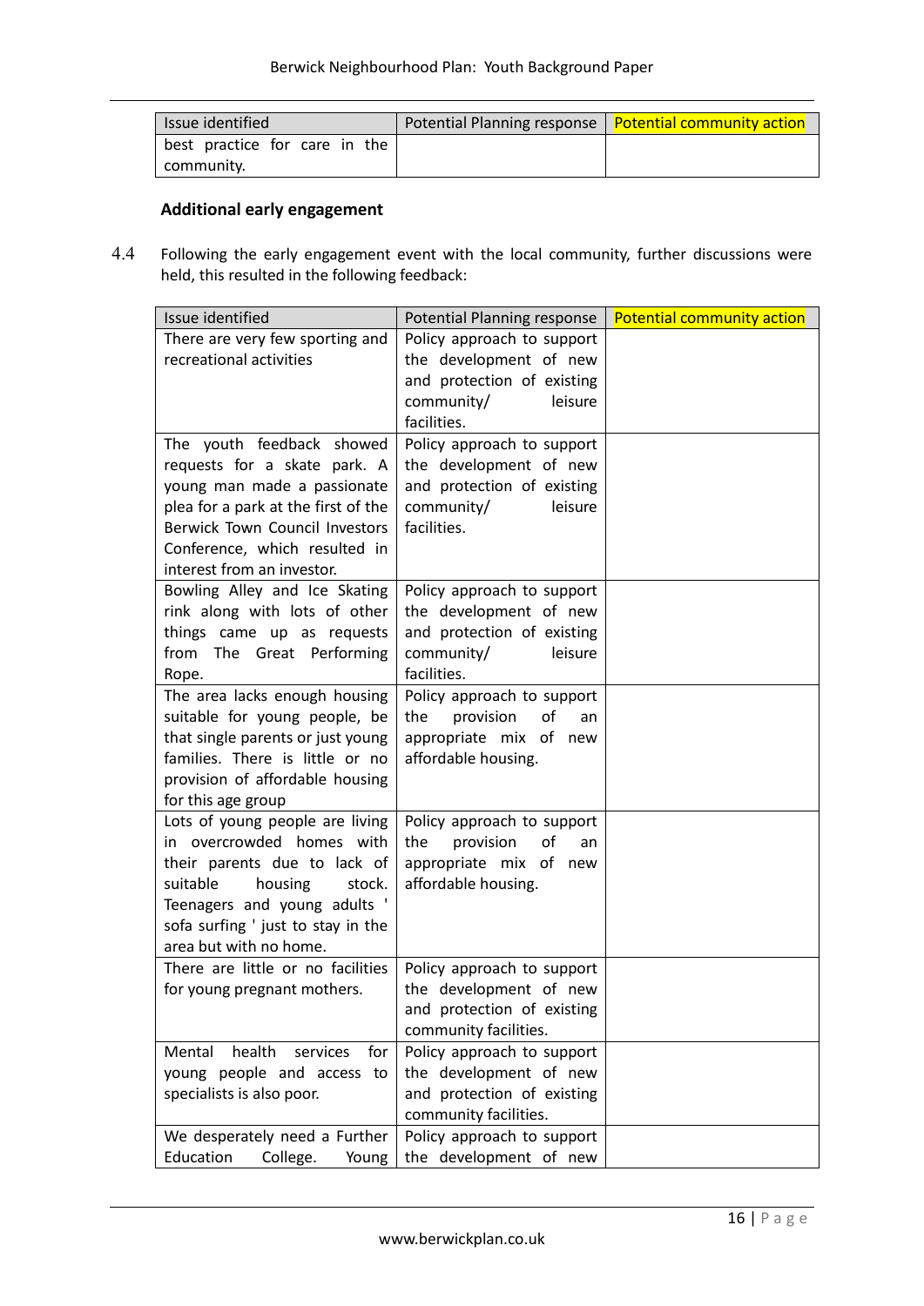| Issue identified | Potential Planning response | Potential community action |
| --- | --- | --- |
| best practice for care in the community. | | |

### Additional early engagement

4.4 Following the early engagement event with the local community, further discussions were held, this resulted in the following feedback:

| Issue identified | Potential Planning response | Potential community action |
| --- | --- | --- |
| There are very few sporting and recreational activities | Policy approach to support the development of new and protection of existing community/ leisure facilities. | |
| The youth feedback showed requests for a skate park. A young man made a passionate plea for a park at the first of the Berwick Town Council Investors Conference, which resulted in interest from an investor. | Policy approach to support the development of new and protection of existing community/ leisure facilities. | |
| Bowling Alley and Ice Skating rink along with lots of other things came up as requests from The Great Performing Rope. | Policy approach to support the development of new and protection of existing community/ leisure facilities. | |
| The area lacks enough housing suitable for young people, be that single parents or just young families. There is little or no provision of affordable housing for this age group | Policy approach to support the provision of an appropriate mix of new affordable housing. | |
| Lots of young people are living in overcrowded homes with their parents due to lack of suitable housing stock. Teenagers and young adults ' sofa surfing ' just to stay in the area but with no home. | Policy approach to support the provision of an appropriate mix of new affordable housing. | |
| There are little or no facilities for young pregnant mothers. | Policy approach to support the development of new and protection of existing community facilities. | |
| Mental health services for young people and access to specialists is also poor. | Policy approach to support the development of new and protection of existing community facilities. | |
| We desperately need a Further Education College. Young | Policy approach to support the development of new | |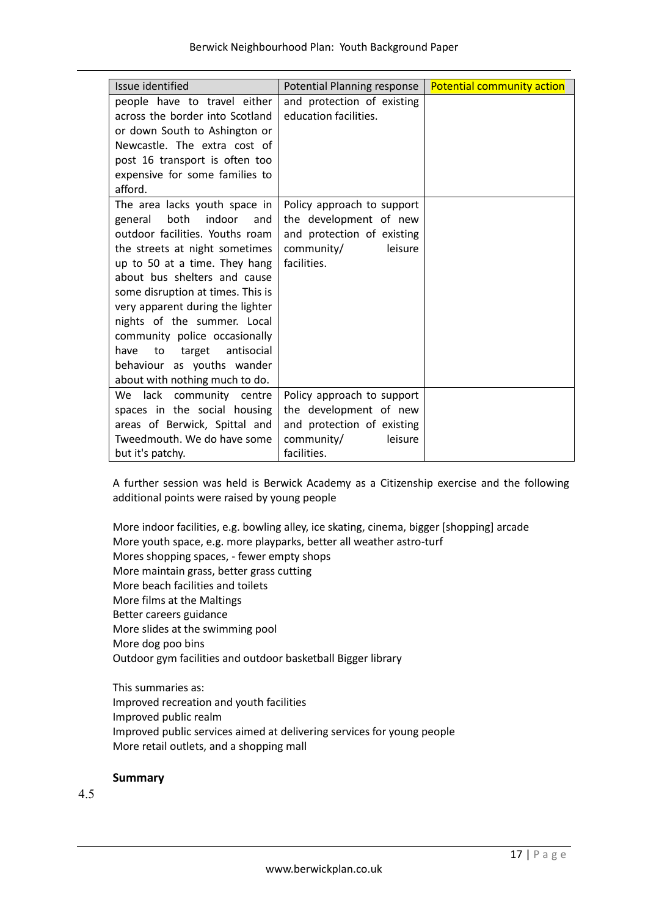| Issue identified | Potential Planning response | Potential community action |
|---|---|---|
| people have to travel either across the border into Scotland or down South to Ashington or Newcastle. The extra cost of post 16 transport is often too expensive for some families to afford. | and protection of existing education facilities. | |
| The area lacks youth space in general both indoor and outdoor facilities. Youths roam the streets at night sometimes up to 50 at a time. They hang about bus shelters and cause some disruption at times. This is very apparent during the lighter nights of the summer. Local community police occasionally have to target antisocial behaviour as youths wander about with nothing much to do. | Policy approach to support the development of new and protection of existing community/ leisure facilities. | |
| We lack community centre spaces in the social housing areas of Berwick, Spittal and Tweedmouth. We do have some but it's patchy. | Policy approach to support the development of new and protection of existing community/ leisure facilities. | |

A further session was held is Berwick Academy as a Citizenship exercise and the following additional points were raised by young people

More indoor facilities, e.g. bowling alley, ice skating, cinema, bigger [shopping] arcade
More youth space, e.g. more playparks, better all weather astro-turf
Mores shopping spaces, - fewer empty shops
More maintain grass, better grass cutting
More beach facilities and toilets
More films at the Maltings
Better careers guidance
More slides at the swimming pool
More dog poo bins
Outdoor gym facilities and outdoor basketball Bigger library

This summaries as:
Improved recreation and youth facilities
Improved public realm
Improved public services aimed at delivering services for young people
More retail outlets, and a shopping mall

**Summary**

4.5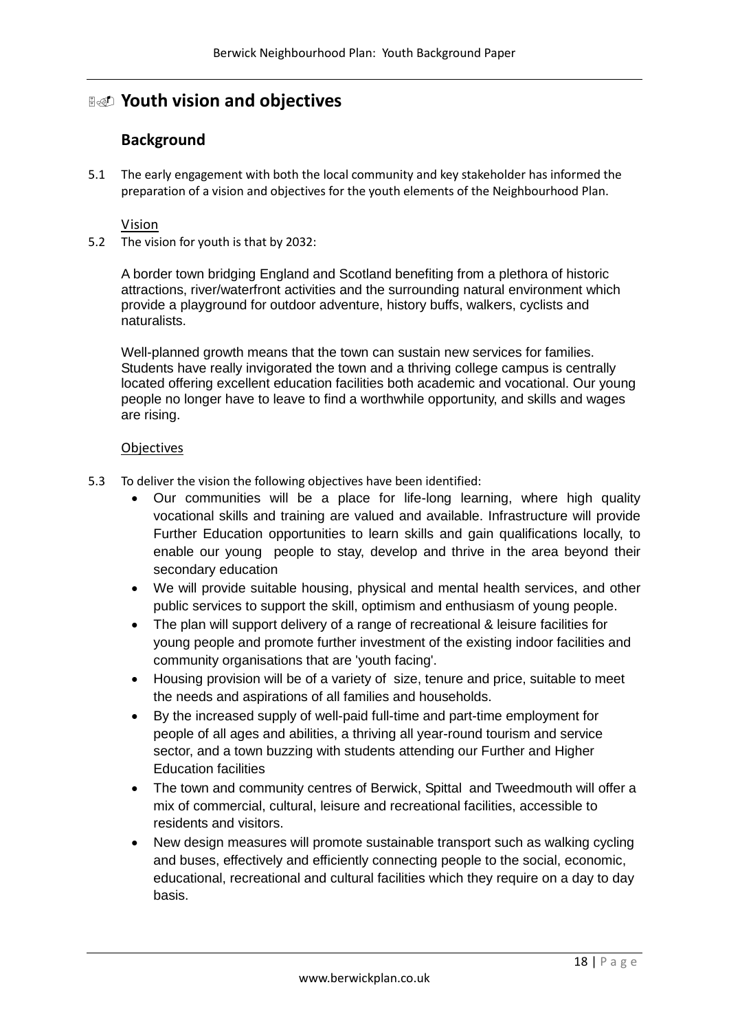# Youth vision and objectives

## Background

5.1 The early engagement with both the local community and key stakeholder has informed the preparation of a vision and objectives for the youth elements of the Neighbourhood Plan.

### Vision

5.2 The vision for youth is that by 2032:

A border town bridging England and Scotland benefiting from a plethora of historic attractions, river/waterfront activities and the surrounding natural environment which provide a playground for outdoor adventure, history buffs, walkers, cyclists and naturalists.

Well-planned growth means that the town can sustain new services for families. Students have really invigorated the town and a thriving college campus is centrally located offering excellent education facilities both academic and vocational. Our young people no longer have to leave to find a worthwhile opportunity, and skills and wages are rising.

### Objectives

5.3 To deliver the vision the following objectives have been identified:

- Our communities will be a place for life-long learning, where high quality vocational skills and training are valued and available. Infrastructure will provide Further Education opportunities to learn skills and gain qualifications locally, to enable our young people to stay, develop and thrive in the area beyond their secondary education
- We will provide suitable housing, physical and mental health services, and other public services to support the skill, optimism and enthusiasm of young people.
- The plan will support delivery of a range of recreational & leisure facilities for young people and promote further investment of the existing indoor facilities and community organisations that are 'youth facing'.
- Housing provision will be of a variety of size, tenure and price, suitable to meet the needs and aspirations of all families and households.
- By the increased supply of well-paid full-time and part-time employment for people of all ages and abilities, a thriving all year-round tourism and service sector, and a town buzzing with students attending our Further and Higher Education facilities
- The town and community centres of Berwick, Spittal and Tweedmouth will offer a mix of commercial, cultural, leisure and recreational facilities, accessible to residents and visitors.
- New design measures will promote sustainable transport such as walking cycling and buses, effectively and efficiently connecting people to the social, economic, educational, recreational and cultural facilities which they require on a day to day basis.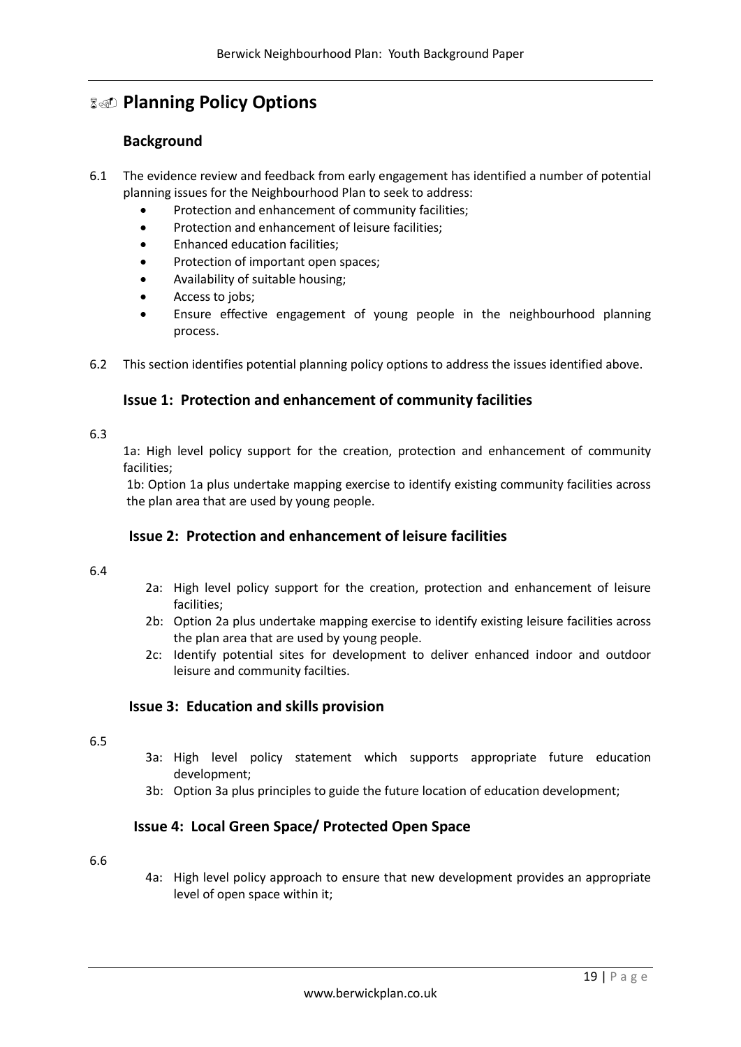# Planning Policy Options

## Background

6.1 The evidence review and feedback from early engagement has identified a number of potential planning issues for the Neighbourhood Plan to seek to address:

- Protection and enhancement of community facilities;
- Protection and enhancement of leisure facilities;
- Enhanced education facilities;
- Protection of important open spaces;
- Availability of suitable housing;
- Access to jobs;
- Ensure effective engagement of young people in the neighbourhood planning process.

6.2 This section identifies potential planning policy options to address the issues identified above.

## Issue 1: Protection and enhancement of community facilities

6.3

1a: High level policy support for the creation, protection and enhancement of community facilities;

1b: Option 1a plus undertake mapping exercise to identify existing community facilities across the plan area that are used by young people.

## Issue 2: Protection and enhancement of leisure facilities

6.4

2a: High level policy support for the creation, protection and enhancement of leisure facilities;

2b: Option 2a plus undertake mapping exercise to identify existing leisure facilities across the plan area that are used by young people.

2c: Identify potential sites for development to deliver enhanced indoor and outdoor leisure and community facilties.

## Issue 3: Education and skills provision

6.5

3a: High level policy statement which supports appropriate future education development;

3b: Option 3a plus principles to guide the future location of education development;

## Issue 4: Local Green Space/ Protected Open Space

6.6

4a: High level policy approach to ensure that new development provides an appropriate level of open space within it;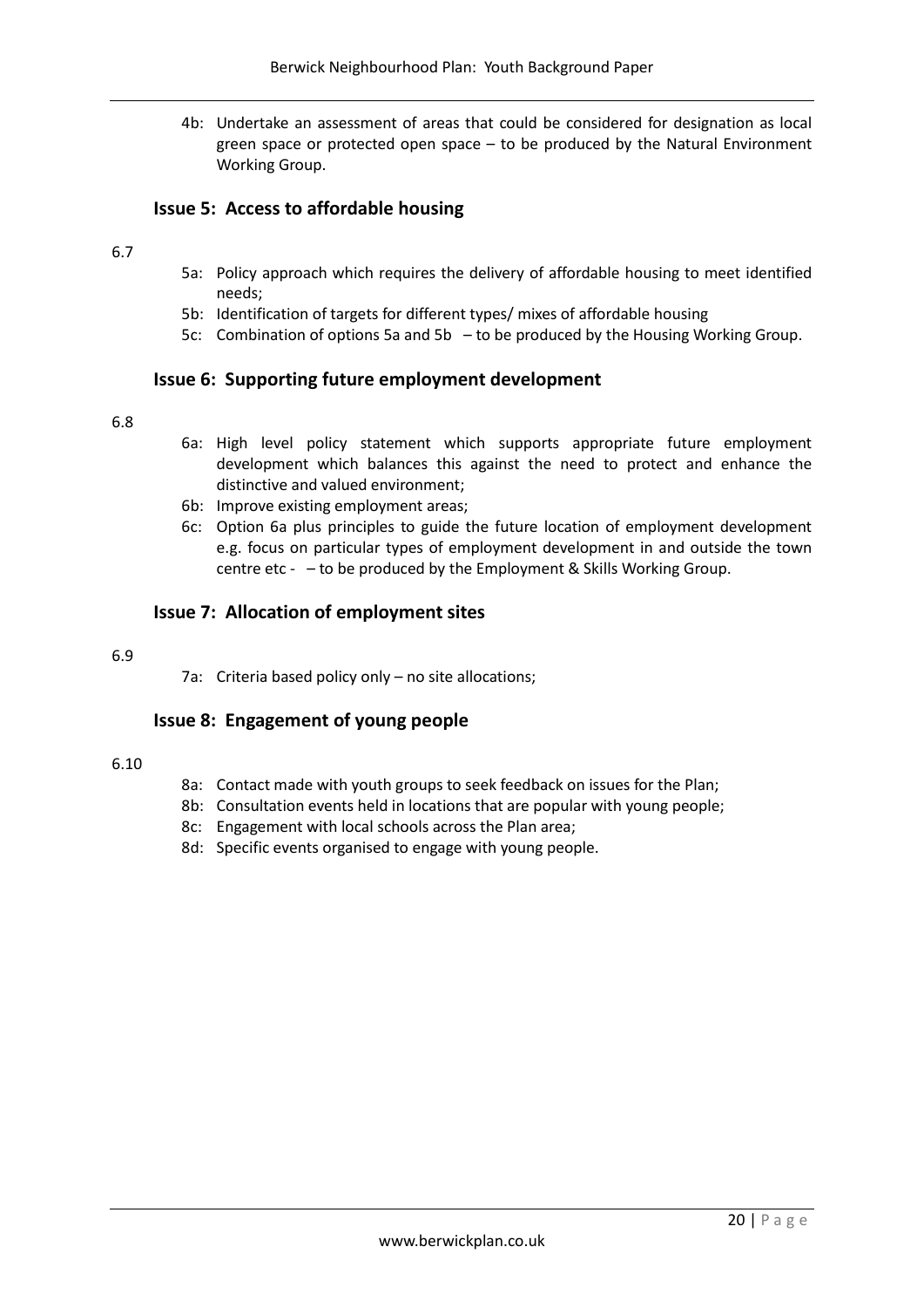4b: Undertake an assessment of areas that could be considered for designation as local green space or protected open space – to be produced by the Natural Environment Working Group.

### Issue 5: Access to affordable housing

6.7

- 5a: Policy approach which requires the delivery of affordable housing to meet identified needs;
- 5b: Identification of targets for different types/ mixes of affordable housing
- 5c: Combination of options 5a and 5b – to be produced by the Housing Working Group.

### Issue 6: Supporting future employment development

6.8

- 6a: High level policy statement which supports appropriate future employment development which balances this against the need to protect and enhance the distinctive and valued environment;
- 6b: Improve existing employment areas;
- 6c: Option 6a plus principles to guide the future location of employment development e.g. focus on particular types of employment development in and outside the town centre etc - – to be produced by the Employment & Skills Working Group.

### Issue 7: Allocation of employment sites

6.9

- 7a: Criteria based policy only – no site allocations;

### Issue 8: Engagement of young people

6.10

- 8a: Contact made with youth groups to seek feedback on issues for the Plan;
- 8b: Consultation events held in locations that are popular with young people;
- 8c: Engagement with local schools across the Plan area;
- 8d: Specific events organised to engage with young people.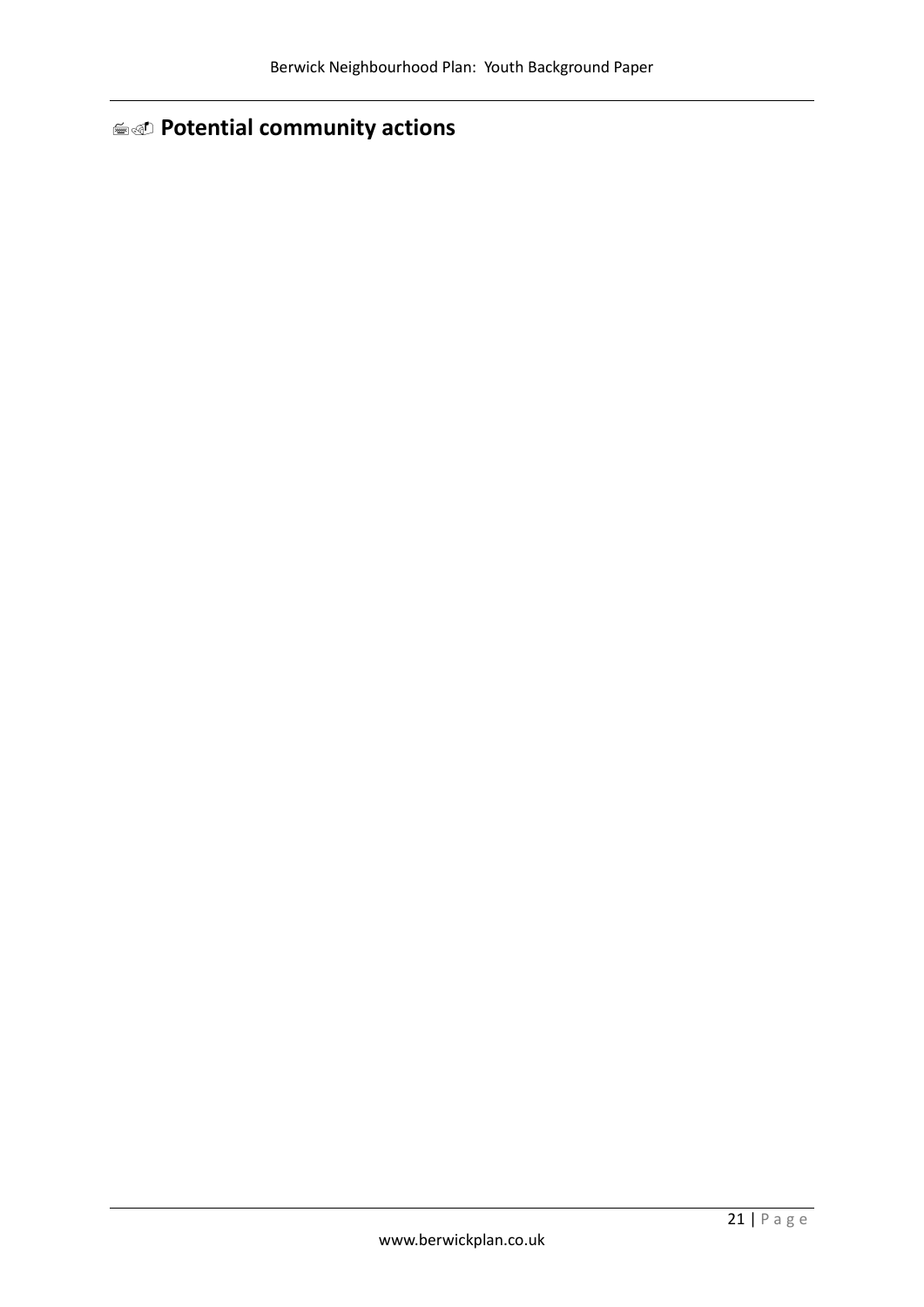## Potential community actions